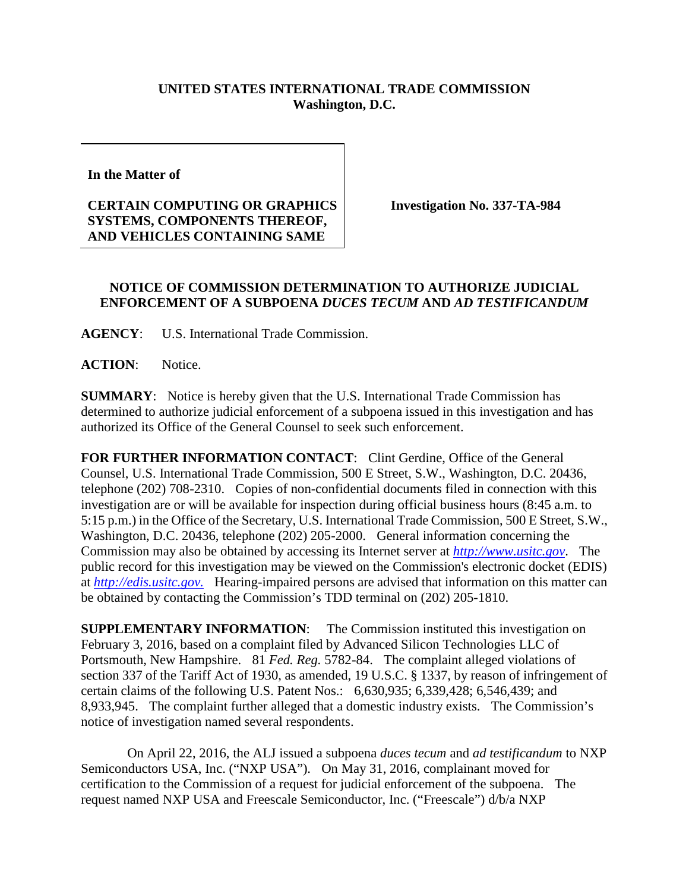**UNITED STATES INTERNATIONAL TRADE COMMISSION**
**Washington, D.C.**

**In the Matter of**

**CERTAIN COMPUTING OR GRAPHICS SYSTEMS, COMPONENTS THEREOF, AND VEHICLES CONTAINING SAME**

**Investigation No. 337-TA-984**

**NOTICE OF COMMISSION DETERMINATION TO AUTHORIZE JUDICIAL ENFORCEMENT OF A SUBPOENA *DUCES TECUM* AND *AD TESTIFICANDUM***

**AGENCY**: U.S. International Trade Commission.

**ACTION**: Notice.

**SUMMARY**: Notice is hereby given that the U.S. International Trade Commission has determined to authorize judicial enforcement of a subpoena issued in this investigation and has authorized its Office of the General Counsel to seek such enforcement.

**FOR FURTHER INFORMATION CONTACT**: Clint Gerdine, Office of the General Counsel, U.S. International Trade Commission, 500 E Street, S.W., Washington, D.C. 20436, telephone (202) 708-2310. Copies of non-confidential documents filed in connection with this investigation are or will be available for inspection during official business hours (8:45 a.m. to 5:15 p.m.) in the Office of the Secretary, U.S. International Trade Commission, 500 E Street, S.W., Washington, D.C. 20436, telephone (202) 205-2000. General information concerning the Commission may also be obtained by accessing its Internet server at *http://www.usitc.gov*. The public record for this investigation may be viewed on the Commission's electronic docket (EDIS) at *http://edis.usitc.gov.* Hearing-impaired persons are advised that information on this matter can be obtained by contacting the Commission's TDD terminal on (202) 205-1810.

**SUPPLEMENTARY INFORMATION**: The Commission instituted this investigation on February 3, 2016, based on a complaint filed by Advanced Silicon Technologies LLC of Portsmouth, New Hampshire. 81 *Fed. Reg.* 5782-84. The complaint alleged violations of section 337 of the Tariff Act of 1930, as amended, 19 U.S.C. § 1337, by reason of infringement of certain claims of the following U.S. Patent Nos.: 6,630,935; 6,339,428; 6,546,439; and 8,933,945. The complaint further alleged that a domestic industry exists. The Commission's notice of investigation named several respondents.

On April 22, 2016, the ALJ issued a subpoena *duces tecum* and *ad testificandum* to NXP Semiconductors USA, Inc. ("NXP USA"). On May 31, 2016, complainant moved for certification to the Commission of a request for judicial enforcement of the subpoena. The request named NXP USA and Freescale Semiconductor, Inc. ("Freescale") d/b/a NXP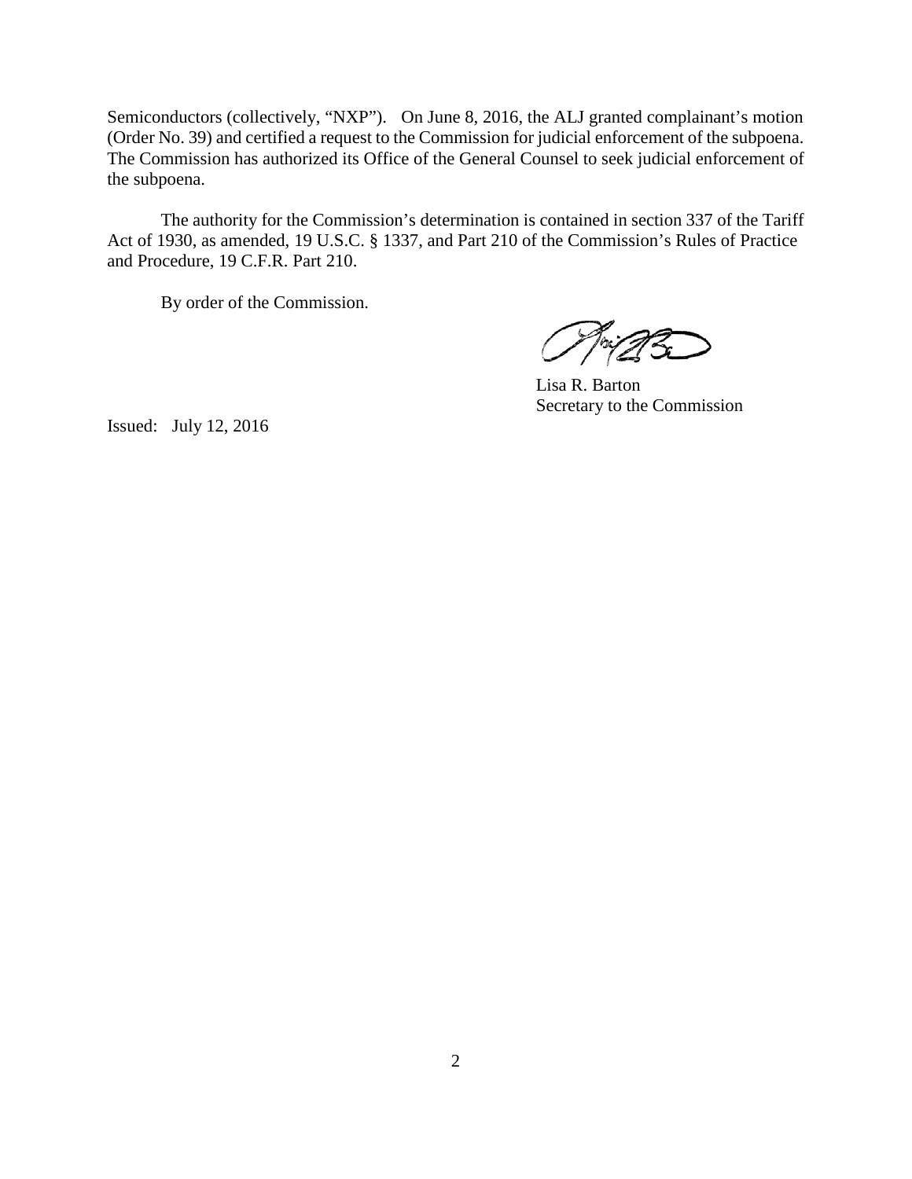Semiconductors (collectively, "NXP"). On June 8, 2016, the ALJ granted complainant's motion (Order No. 39) and certified a request to the Commission for judicial enforcement of the subpoena. The Commission has authorized its Office of the General Counsel to seek judicial enforcement of the subpoena.

The authority for the Commission's determination is contained in section 337 of the Tariff Act of 1930, as amended, 19 U.S.C. § 1337, and Part 210 of the Commission's Rules of Practice and Procedure, 19 C.F.R. Part 210.

By order of the Commission.

Lisa R. Barton
Secretary to the Commission

Issued: July 12, 2016